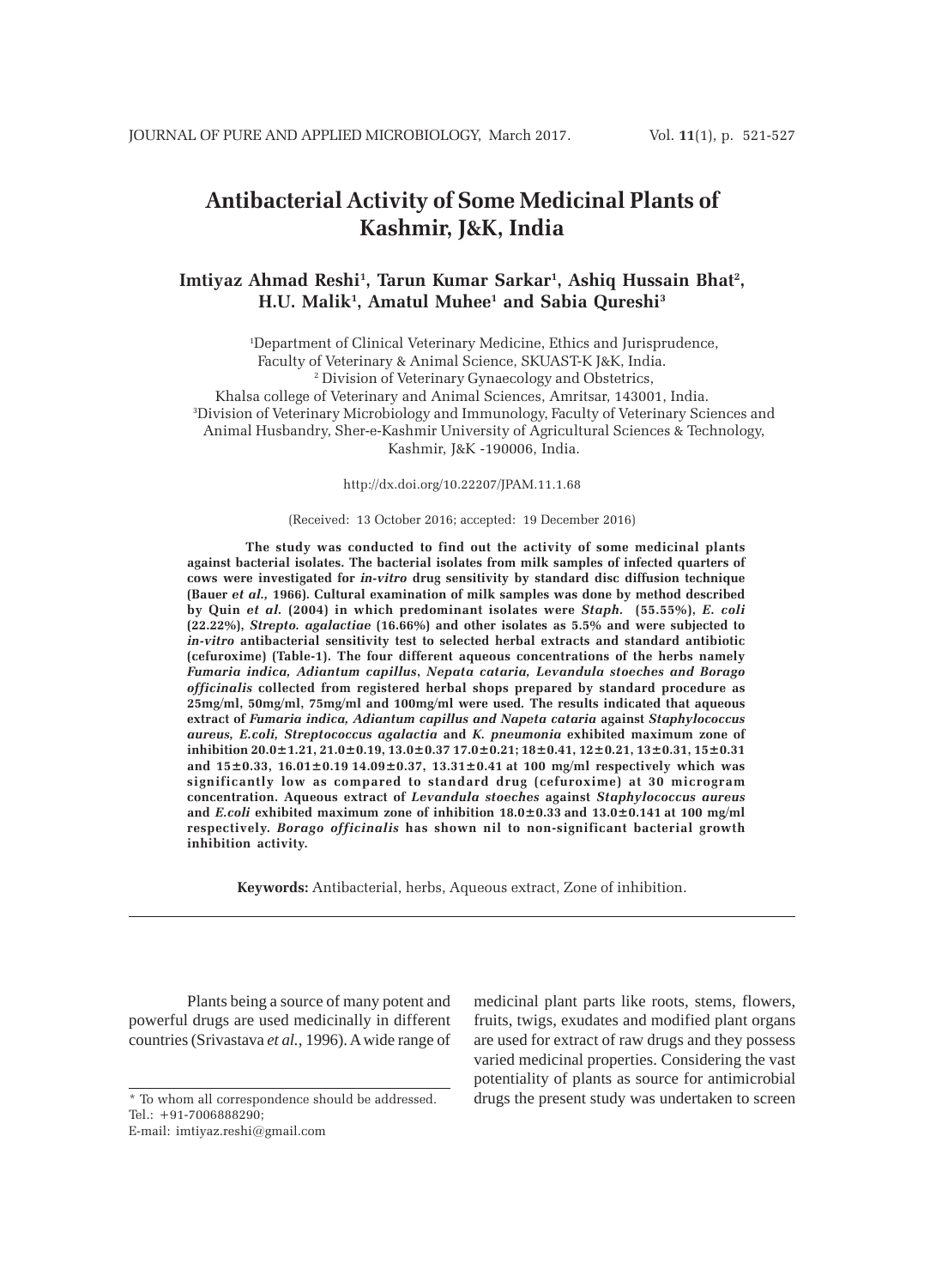# Antibacterial Activity of Some Medicinal Plants of Kashmir, J&K, India

**Imtiyaz Ahmad Reshi[1], Tarun Kumar Sarkar[1], Ashiq Hussain Bhat[2], H.U. Malik[1], Amatul Muhee[1] and Sabia Qureshi[3]**

[1]Department of Clinical Veterinary Medicine, Ethics and Jurisprudence, Faculty of Veterinary & Animal Science, SKUAST-K J&K, India.
[2] Division of Veterinary Gynaecology and Obstetrics, Khalsa college of Veterinary and Animal Sciences, Amritsar, 143001, India.
[3]Division of Veterinary Microbiology and Immunology, Faculty of Veterinary Sciences and Animal Husbandry, Sher-e-Kashmir University of Agricultural Sciences & Technology, Kashmir, J&K -190006, India.

http://dx.doi.org/10.22207/JPAM.11.1.68

(Received: 13 October 2016; accepted: 19 December 2016)

**The study was conducted to find out the activity of some medicinal plants against bacterial isolates. The bacterial isolates from milk samples of infected quarters of cows were investigated for *in-vitro* drug sensitivity by standard disc diffusion technique (Bauer *et al.,* 1966). Cultural examination of milk samples was done by method described by Quin *et al.* (2004) in which predominant isolates were *Staph.* (55.55%), *E. coli* (22.22%), *Strepto. agalactiae* (16.66%) and other isolates as 5.5% and were subjected to *in-vitro* antibacterial sensitivity test to selected herbal extracts and standard antibiotic (cefuroxime) (Table-1). The four different aqueous concentrations of the herbs namely *Fumaria indica, Adiantum capillus*, *Nepata cataria, Levandula stoeches and Borago officinalis* collected from registered herbal shops prepared by standard procedure as 25mg/ml, 50mg/ml, 75mg/ml and 100mg/ml were used. The results indicated that aqueous extract of *Fumaria indica, Adiantum capillus and Napeta cataria* against *Staphylococcus aureus, E.coli, Streptococcus agalactia* and *K. pneumonia* exhibited maximum zone of inhibition 20.0±1.21, 21.0±0.19, 13.0±0.37 17.0±0.21; 18±0.41, 12±0.21, 13±0.31, 15±0.31 and 15±0.33, 16.01±0.19 14.09±0.37, 13.31±0.41 at 100 mg/ml respectively which was significantly low as compared to standard drug (cefuroxime) at 30 microgram concentration. Aqueous extract of *Levandula stoeches* against *Staphylococcus aureus* and *E.coli* exhibited maximum zone of inhibition 18.0±0.33 and 13.0±0.141 at 100 mg/ml respectively. *Borago officinalis* has shown nil to non-significant bacterial growth inhibition activity.**

**Keywords:** Antibacterial, herbs, Aqueous extract, Zone of inhibition.

Plants being a source of many potent and powerful drugs are used medicinally in different countries (Srivastava *et al.,* 1996). A wide range of medicinal plant parts like roots, stems, flowers, fruits, twigs, exudates and modified plant organs are used for extract of raw drugs and they possess varied medicinal properties. Considering the vast potentiality of plants as source for antimicrobial drugs the present study was undertaken to screen

\* To whom all correspondence should be addressed.
Tel.: +91-7006888290;
E-mail: imtiyaz.reshi@gmail.com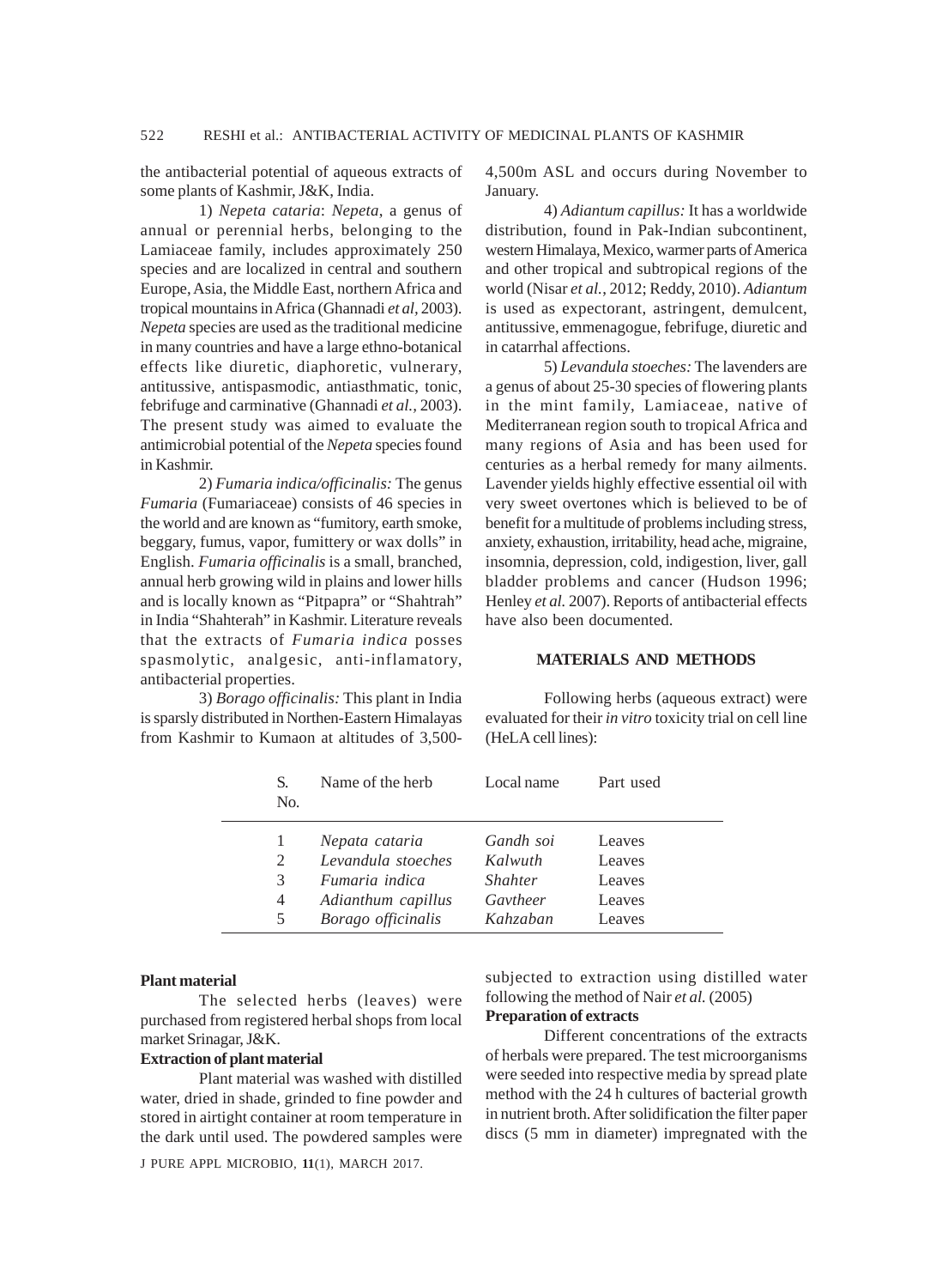the antibacterial potential of aqueous extracts of some plants of Kashmir, J&K, India.

1) *Nepeta cataria*: *Nepeta*, a genus of annual or perennial herbs, belonging to the Lamiaceae family, includes approximately 250 species and are localized in central and southern Europe, Asia, the Middle East, northern Africa and tropical mountains in Africa (Ghannadi *et al*, 2003). *Nepeta* species are used as the traditional medicine in many countries and have a large ethno-botanical effects like diuretic, diaphoretic, vulnerary, antitussive, antispasmodic, antiasthmatic, tonic, febrifuge and carminative (Ghannadi *et al.,* 2003). The present study was aimed to evaluate the antimicrobial potential of the *Nepeta* species found in Kashmir.

2) *Fumaria indica/officinalis:* The genus *Fumaria* (Fumariaceae) consists of 46 species in the world and are known as "fumitory, earth smoke, beggary, fumus, vapor, fumittery or wax dolls" in English. *Fumaria officinalis* is a small, branched, annual herb growing wild in plains and lower hills and is locally known as "Pitpapra" or "Shahtrah" in India "Shahterah" in Kashmir. Literature reveals that the extracts of *Fumaria indica* posses spasmolytic, analgesic, anti-inflamatory, antibacterial properties.

3) *Borago officinalis:* This plant in India is sparsly distributed in Northen-Eastern Himalayas from Kashmir to Kumaon at altitudes of 3,500-4,500m ASL and occurs during November to January.

4) *Adiantum capillus:* It has a worldwide distribution, found in Pak-Indian subcontinent, western Himalaya, Mexico, warmer parts of America and other tropical and subtropical regions of the world (Nisar *et al.*, 2012; Reddy, 2010). *Adiantum* is used as expectorant, astringent, demulcent, antitussive, emmenagogue, febrifuge, diuretic and in catarrhal affections.

5) *Levandula stoeches:* The lavenders are a genus of about 25-30 species of flowering plants in the mint family, Lamiaceae, native of Mediterranean region south to tropical Africa and many regions of Asia and has been used for centuries as a herbal remedy for many ailments. Lavender yields highly effective essential oil with very sweet overtones which is believed to be of benefit for a multitude of problems including stress, anxiety, exhaustion, irritability, head ache, migraine, insomnia, depression, cold, indigestion, liver, gall bladder problems and cancer (Hudson 1996; Henley *et al.* 2007). Reports of antibacterial effects have also been documented.

## MATERIALS AND METHODS

Following herbs (aqueous extract) were evaluated for their *in vitro* toxicity trial on cell line (HeLA cell lines):

| S. No. | Name of the herb | Local name | Part used |
|---|---|---|---|
| 1 | *Nepata cataria* | *Gandh soi* | Leaves |
| 2 | *Levandula stoeches* | *Kalwuth* | Leaves |
| 3 | *Fumaria indica* | *Shahter* | Leaves |
| 4 | *Adianthum capillus* | *Gavtheer* | Leaves |
| 5 | *Borago officinalis* | *Kahzaban* | Leaves |

### Plant material

The selected herbs (leaves) were purchased from registered herbal shops from local market Srinagar, J&K.

### Extraction of plant material

Plant material was washed with distilled water, dried in shade, grinded to fine powder and stored in airtight container at room temperature in the dark until used. The powdered samples were subjected to extraction using distilled water following the method of Nair *et al.* (2005)

### Preparation of extracts

Different concentrations of the extracts of herbals were prepared. The test microorganisms were seeded into respective media by spread plate method with the 24 h cultures of bacterial growth in nutrient broth. After solidification the filter paper discs (5 mm in diameter) impregnated with the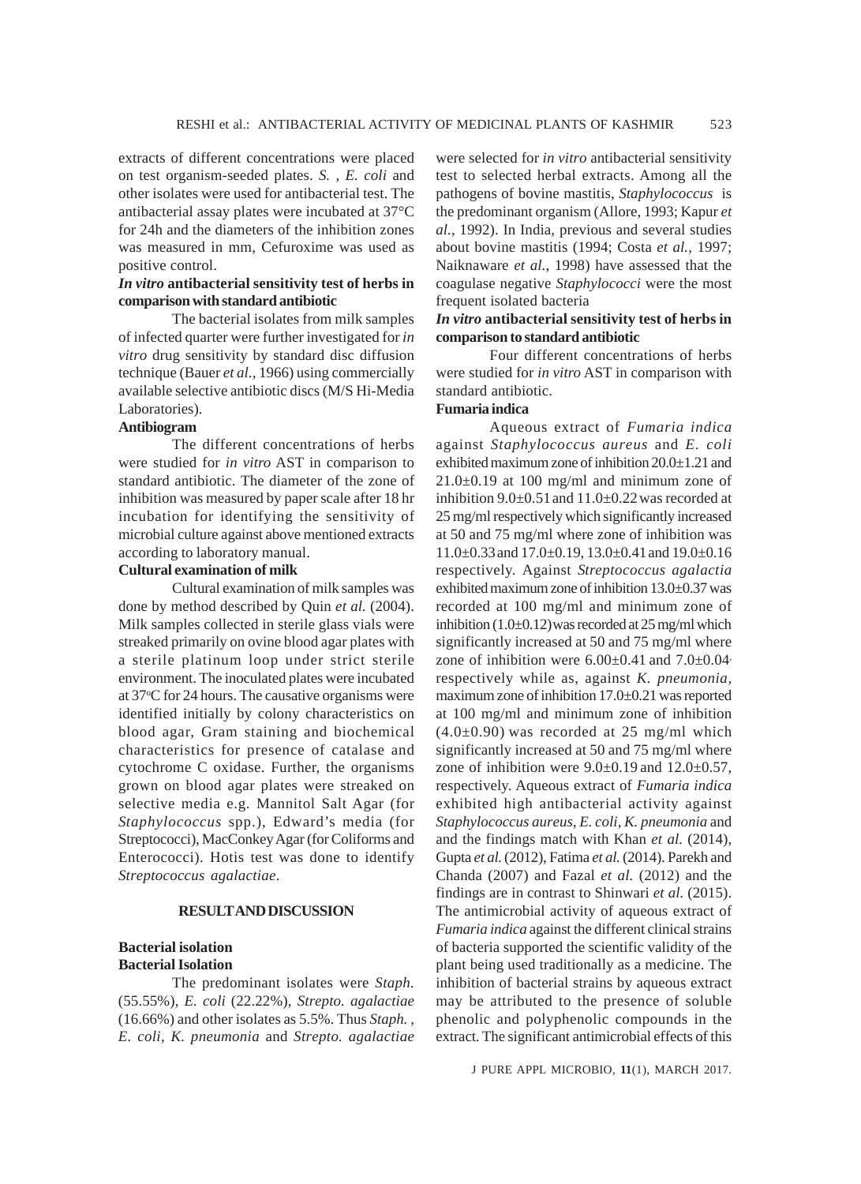extracts of different concentrations were placed on test organism-seeded plates. *S.* , *E. coli* and other isolates were used for antibacterial test. The antibacterial assay plates were incubated at 37°C for 24h and the diameters of the inhibition zones was measured in mm, Cefuroxime was used as positive control.

### *In vitro* antibacterial sensitivity test of herbs in comparison with standard antibiotic

The bacterial isolates from milk samples of infected quarter were further investigated for *in vitro* drug sensitivity by standard disc diffusion technique (Bauer *et al.*, 1966) using commercially available selective antibiotic discs (M/S Hi-Media Laboratories).

### Antibiogram

The different concentrations of herbs were studied for *in vitro* AST in comparison to standard antibiotic. The diameter of the zone of inhibition was measured by paper scale after 18 hr incubation for identifying the sensitivity of microbial culture against above mentioned extracts according to laboratory manual.

### Cultural examination of milk

Cultural examination of milk samples was done by method described by Quin *et al.* (2004). Milk samples collected in sterile glass vials were streaked primarily on ovine blood agar plates with a sterile platinum loop under strict sterile environment. The inoculated plates were incubated at 37°C for 24 hours. The causative organisms were identified initially by colony characteristics on blood agar, Gram staining and biochemical characteristics for presence of catalase and cytochrome C oxidase. Further, the organisms grown on blood agar plates were streaked on selective media e.g. Mannitol Salt Agar (for *Staphylococcus* spp.), Edward's media (for Streptococci), MacConkey Agar (for Coliforms and Enterococci). Hotis test was done to identify *Streptococcus agalactiae*.

## RESULT AND DISCUSSION

### Bacterial isolation

### Bacterial Isolation

The predominant isolates were *Staph.* (55.55%), *E. coli* (22.22%), *Strepto. agalactiae* (16.66%) and other isolates as 5.5%. Thus *Staph.* , *E. coli*, *K. pneumonia* and *Strepto. agalactiae* were selected for *in vitro* antibacterial sensitivity test to selected herbal extracts. Among all the pathogens of bovine mastitis, *Staphylococcus* is the predominant organism (Allore, 1993; Kapur *et al.*, 1992). In India, previous and several studies about bovine mastitis (1994; Costa *et al.*, 1997; Naiknaware *et al.*, 1998) have assessed that the coagulase negative *Staphylococci* were the most frequent isolated bacteria

### *In vitro* antibacterial sensitivity test of herbs in comparison to standard antibiotic

Four different concentrations of herbs were studied for *in vitro* AST in comparison with standard antibiotic.

### Fumaria indica

Aqueous extract of *Fumaria indica* against *Staphylococcus aureus* and *E. coli* exhibited maximum zone of inhibition 20.0±1.21 and 21.0±0.19 at 100 mg/ml and minimum zone of inhibition 9.0±0.51 and 11.0±0.22 was recorded at 25 mg/ml respectively which significantly increased at 50 and 75 mg/ml where zone of inhibition was 11.0±0.33 and 17.0±0.19, 13.0±0.41 and 19.0±0.16 respectively. Against *Streptococcus agalactia* exhibited maximum zone of inhibition 13.0±0.37 was recorded at 100 mg/ml and minimum zone of inhibition (1.0±0.12) was recorded at 25 mg/ml which significantly increased at 50 and 75 mg/ml where zone of inhibition were 6.00±0.41 and 7.0±0.04. respectively while as, against *K. pneumonia*, maximum zone of inhibition 17.0±0.21 was reported at 100 mg/ml and minimum zone of inhibition (4.0±0.90) was recorded at 25 mg/ml which significantly increased at 50 and 75 mg/ml where zone of inhibition were 9.0±0.19 and 12.0±0.57, respectively. Aqueous extract of *Fumaria indica* exhibited high antibacterial activity against *Staphylococcus aureus*, *E. coli*, *K. pneumonia* and and the findings match with Khan *et al.* (2014), Gupta *et al.* (2012), Fatima *et al.* (2014). Parekh and Chanda (2007) and Fazal *et al.* (2012) and the findings are in contrast to Shinwari *et al.* (2015). The antimicrobial activity of aqueous extract of *Fumaria indica* against the different clinical strains of bacteria supported the scientific validity of the plant being used traditionally as a medicine. The inhibition of bacterial strains by aqueous extract may be attributed to the presence of soluble phenolic and polyphenolic compounds in the extract. The significant antimicrobial effects of this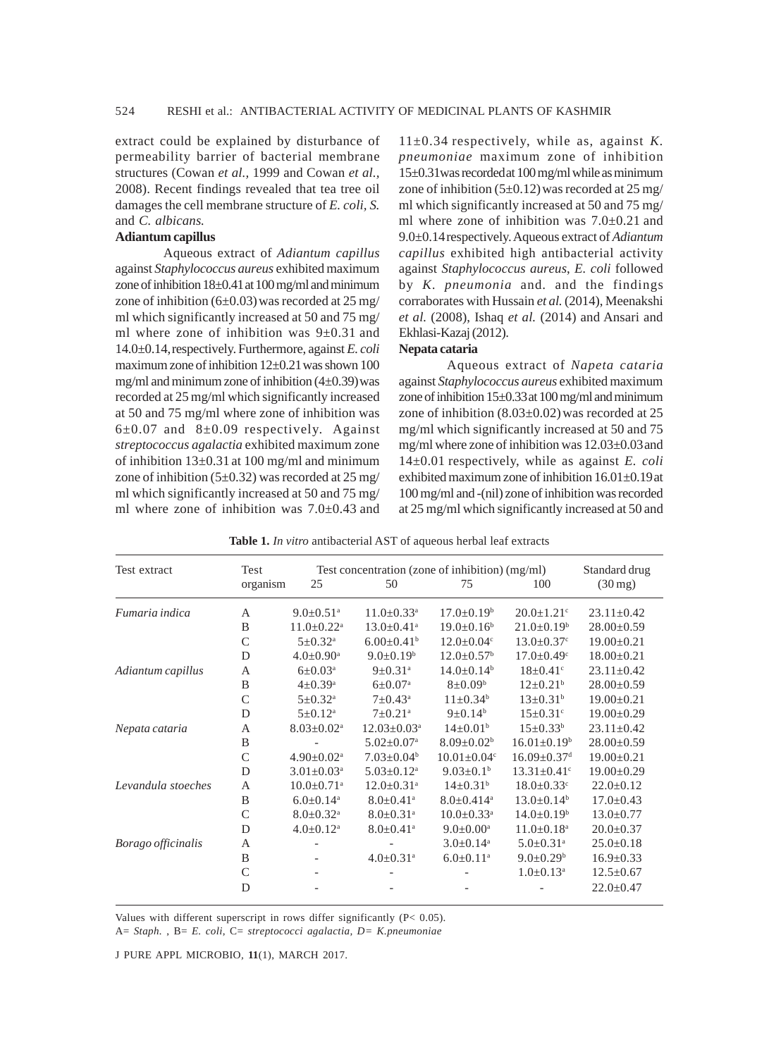extract could be explained by disturbance of permeability barrier of bacterial membrane structures (Cowan *et al.,* 1999 and Cowan *et al.,* 2008). Recent findings revealed that tea tree oil damages the cell membrane structure of *E. coli, S.* and *C. albicans.*

**Adiantum capillus**

Aqueous extract of *Adiantum capillus* against *Staphylococcus aureus* exhibited maximum zone of inhibition 18±0.41 at 100 mg/ml and minimum zone of inhibition (6±0.03) was recorded at 25 mg/ml which significantly increased at 50 and 75 mg/ml where zone of inhibition was 9±0.31 and 14.0±0.14, respectively. Furthermore, against *E. coli* maximum zone of inhibition 12±0.21 was shown 100 mg/ml and minimum zone of inhibition (4±0.39) was recorded at 25 mg/ml which significantly increased at 50 and 75 mg/ml where zone of inhibition was 6±0.07 and 8±0.09 respectively. Against *streptococcus agalactia* exhibited maximum zone of inhibition 13±0.31 at 100 mg/ml and minimum zone of inhibition (5±0.32) was recorded at 25 mg/ml which significantly increased at 50 and 75 mg/ml where zone of inhibition was 7.0±0.43 and 11±0.34 respectively, while as, against *K. pneumoniae* maximum zone of inhibition 15±0.31 was recorded at 100 mg/ml while as minimum zone of inhibition (5±0.12) was recorded at 25 mg/ml which significantly increased at 50 and 75 mg/ml where zone of inhibition was 7.0±0.21 and 9.0±0.14 respectively. Aqueous extract of *Adiantum capillus* exhibited high antibacterial activity against *Staphylococcus aureus*, *E. coli* followed by *K. pneumonia* and. and the findings corraborates with Hussain *et al.* (2014), Meenakshi *et al.* (2008), Ishaq *et al.* (2014) and Ansari and Ekhlasi-Kazaj (2012).

**Nepata cataria**

Aqueous extract of *Napeta cataria* against *Staphylococcus aureus* exhibited maximum zone of inhibition 15±0.33 at 100 mg/ml and minimum zone of inhibition (8.03±0.02) was recorded at 25 mg/ml which significantly increased at 50 and 75 mg/ml where zone of inhibition was 12.03±0.03 and 14±0.01 respectively, while as against *E. coli* exhibited maximum zone of inhibition 16.01±0.19 at 100 mg/ml and -(nil) zone of inhibition was recorded at 25 mg/ml which significantly increased at 50 and

**Table 1.** *In vitro* antibacterial AST of aqueous herbal leaf extracts

| Test extract | Test organism | Test concentration (zone of inhibition) (mg/ml) 25 | 50 | 75 | 100 | Standard drug (30 mg) |
|---|---|---|---|---|---|---|
| *Fumaria indica* | A | 9.0±0.51[a] | 11.0±0.33[a] | 17.0±0.19[b] | 20.0±1.21[c] | 23.11±0.42 |
| | B | 11.0±0.22[a] | 13.0±0.41[a] | 19.0±0.16[b] | 21.0±0.19[b] | 28.00±0.59 |
| | C | 5±0.32[a] | 6.00±0.41[b] | 12.0±0.04[c] | 13.0±0.37[c] | 19.00±0.21 |
| | D | 4.0±0.90[a] | 9.0±0.19[b] | 12.0±0.57[b] | 17.0±0.49[c] | 18.00±0.21 |
| *Adiantum capillus* | A | 6±0.03[a] | 9±0.31[a] | 14.0±0.14[b] | 18±0.41[c] | 23.11±0.42 |
| | B | 4±0.39[a] | 6±0.07[a] | 8±0.09[b] | 12±0.21[b] | 28.00±0.59 |
| | C | 5±0.32[a] | 7±0.43[a] | 11±0.34[b] | 13±0.31[b] | 19.00±0.21 |
| | D | 5±0.12[a] | 7±0.21[a] | 9±0.14[b] | 15±0.31[c] | 19.00±0.29 |
| *Nepata cataria* | A | 8.03±0.02[a] | 12.03±0.03[a] | 14±0.01[b] | 15±0.33[b] | 23.11±0.42 |
| | B | - | 5.02±0.07[a] | 8.09±0.02[b] | 16.01±0.19[b] | 28.00±0.59 |
| | C | 4.90±0.02[a] | 7.03±0.04[b] | 10.01±0.04[c] | 16.09±0.37[d] | 19.00±0.21 |
| | D | 3.01±0.03[a] | 5.03±0.12[a] | 9.03±0.1[b] | 13.31±0.41[c] | 19.00±0.29 |
| *Levandula stoeches* | A | 10.0±0.71[a] | 12.0±0.31[a] | 14±0.31[b] | 18.0±0.33[c] | 22.0±0.12 |
| | B | 6.0±0.14[a] | 8.0±0.41[a] | 8.0±0.414[a] | 13.0±0.14[b] | 17.0±0.43 |
| | C | 8.0±0.32[a] | 8.0±0.31[a] | 10.0±0.33[a] | 14.0±0.19[b] | 13.0±0.77 |
| | D | 4.0±0.12[a] | 8.0±0.41[a] | 9.0±0.00[a] | 11.0±0.18[a] | 20.0±0.37 |
| *Borago officinalis* | A | - | - | 3.0±0.14[a] | 5.0±0.31[a] | 25.0±0.18 |
| | B | - | 4.0±0.31[a] | 6.0±0.11[a] | 9.0±0.29[b] | 16.9±0.33 |
| | C | - | - | - | 1.0±0.13[a] | 12.5±0.67 |
| | D | - | - | - | - | 22.0±0.47 |

Values with different superscript in rows differ significantly (P< 0.05).
A= *Staph.* , B= *E. coli*, C= *streptococci agalactia*, D= *K.pneumoniae*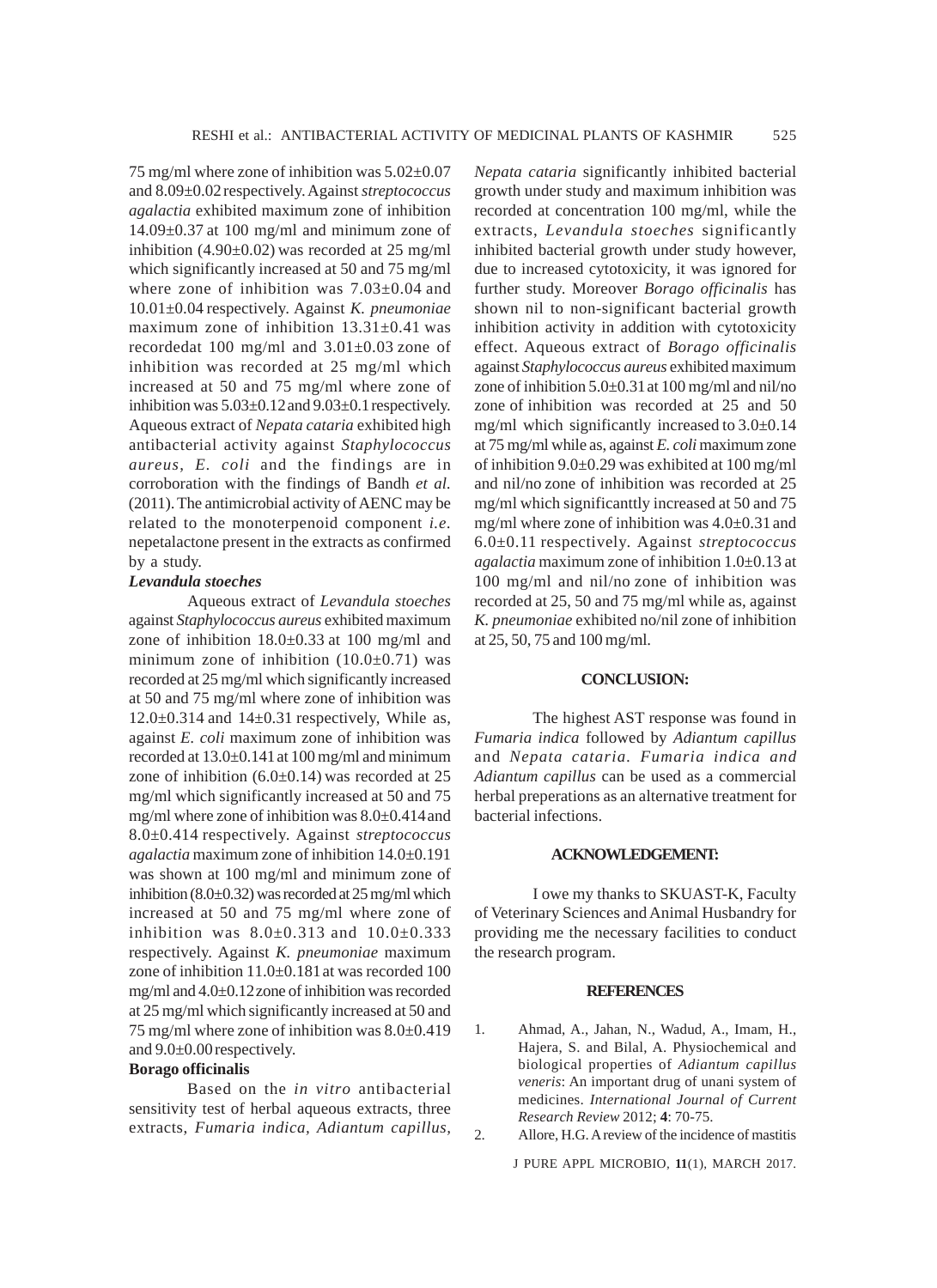75 mg/ml where zone of inhibition was 5.02±0.07 and 8.09±0.02 respectively. Against *streptococcus agalactia* exhibited maximum zone of inhibition 14.09±0.37 at 100 mg/ml and minimum zone of inhibition (4.90±0.02) was recorded at 25 mg/ml which significantly increased at 50 and 75 mg/ml where zone of inhibition was 7.03±0.04 and 10.01±0.04 respectively. Against *K. pneumoniae* maximum zone of inhibition 13.31±0.41 was recordedat 100 mg/ml and 3.01±0.03 zone of inhibition was recorded at 25 mg/ml which increased at 50 and 75 mg/ml where zone of inhibition was 5.03±0.12 and 9.03±0.1 respectively. Aqueous extract of *Nepata cataria* exhibited high antibacterial activity against *Staphylococcus aureus, E. coli* and the findings are in corroboration with the findings of Bandh *et al.* (2011). The antimicrobial activity of AENC may be related to the monoterpenoid component *i.e.* nepetalactone present in the extracts as confirmed by a study.

### *Levandula stoeches*

Aqueous extract of *Levandula stoeches* against *Staphylococcus aureus* exhibited maximum zone of inhibition 18.0±0.33 at 100 mg/ml and minimum zone of inhibition (10.0±0.71) was recorded at 25 mg/ml which significantly increased at 50 and 75 mg/ml where zone of inhibition was 12.0±0.314 and 14±0.31 respectively, While as, against *E. coli* maximum zone of inhibition was recorded at 13.0±0.141 at 100 mg/ml and minimum zone of inhibition (6.0±0.14) was recorded at 25 mg/ml which significantly increased at 50 and 75 mg/ml where zone of inhibition was 8.0±0.414 and 8.0±0.414 respectively. Against *streptococcus agalactia* maximum zone of inhibition 14.0±0.191 was shown at 100 mg/ml and minimum zone of inhibition (8.0±0.32) was recorded at 25 mg/ml which increased at 50 and 75 mg/ml where zone of inhibition was 8.0±0.313 and 10.0±0.333 respectively. Against *K. pneumoniae* maximum zone of inhibition 11.0±0.181 at was recorded 100 mg/ml and 4.0±0.12 zone of inhibition was recorded at 25 mg/ml which significantly increased at 50 and 75 mg/ml where zone of inhibition was 8.0±0.419 and 9.0±0.00 respectively.

### Borago officinalis

Based on the *in vitro* antibacterial sensitivity test of herbal aqueous extracts, three extracts, *Fumaria indica, Adiantum capillus, Nepata cataria* significantly inhibited bacterial growth under study and maximum inhibition was recorded at concentration 100 mg/ml, while the extracts, *Levandula stoeches* significantly inhibited bacterial growth under study however, due to increased cytotoxicity, it was ignored for further study. Moreover *Borago officinalis* has shown nil to non-significant bacterial growth inhibition activity in addition with cytotoxicity effect. Aqueous extract of *Borago officinalis* against *Staphylococcus aureus* exhibited maximum zone of inhibition 5.0±0.31 at 100 mg/ml and nil/no zone of inhibition was recorded at 25 and 50 mg/ml which significantly increased to 3.0±0.14 at 75 mg/ml while as, against *E. coli* maximum zone of inhibition 9.0±0.29 was exhibited at 100 mg/ml and nil/no zone of inhibition was recorded at 25 mg/ml which significanttly increased at 50 and 75 mg/ml where zone of inhibition was 4.0±0.31 and 6.0±0.11 respectively. Against *streptococcus agalactia* maximum zone of inhibition 1.0±0.13 at 100 mg/ml and nil/no zone of inhibition was recorded at 25, 50 and 75 mg/ml while as, against *K. pneumoniae* exhibited no/nil zone of inhibition at 25, 50, 75 and 100 mg/ml.

## CONCLUSION:

The highest AST response was found in *Fumaria indica* followed by *Adiantum capillus* and *Nepata cataria. Fumaria indica and Adiantum capillus* can be used as a commercial herbal preperations as an alternative treatment for bacterial infections.

## ACKNOWLEDGEMENT:

I owe my thanks to SKUAST-K, Faculty of Veterinary Sciences and Animal Husbandry for providing me the necessary facilities to conduct the research program.

## REFERENCES

1. Ahmad, A., Jahan, N., Wadud, A., Imam, H., Hajera, S. and Bilal, A. Physiochemical and biological properties of *Adiantum capillus veneris*: An important drug of unani system of medicines. *International Journal of Current Research Review* 2012; **4**: 70-75.
2. Allore, H.G. A review of the incidence of mastitis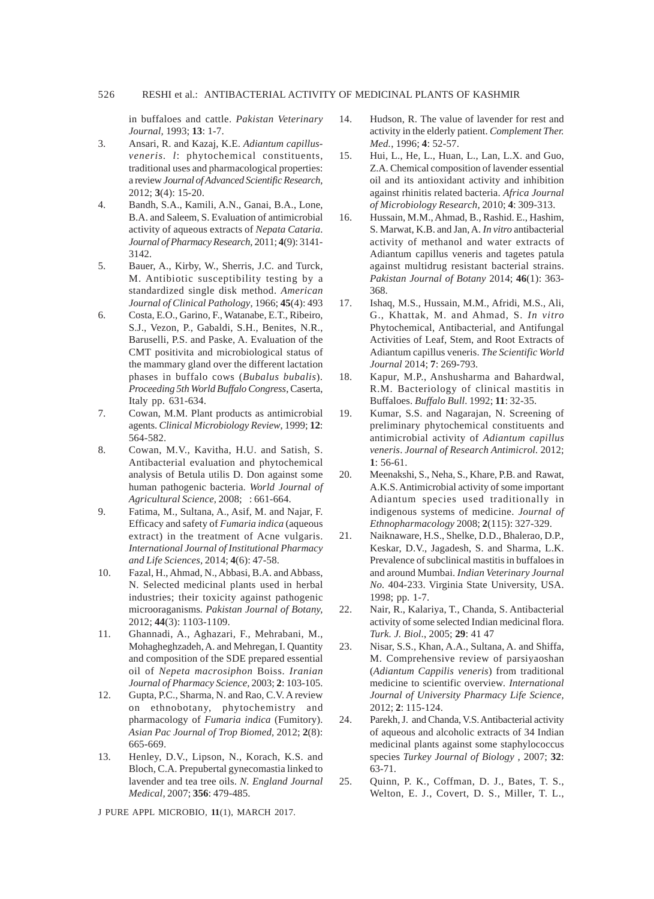in buffaloes and cattle. *Pakistan Veterinary Journal*, 1993; **13**: 1-7.

3. Ansari, R. and Kazaj, K.E. *Adiantum capillus-veneris. l*: phytochemical constituents, traditional uses and pharmacological properties: a review *Journal of Advanced Scientific Research*, 2012; **3**(4): 15-20.
4. Bandh, S.A., Kamili, A.N., Ganai, B.A., Lone, B.A. and Saleem, S. Evaluation of antimicrobial activity of aqueous extracts of *Nepata Cataria*. *Journal of Pharmacy Research*, 2011; **4**(9): 3141-3142.
5. Bauer, A., Kirby, W., Sherris, J.C. and Turck, M. Antibiotic susceptibility testing by a standardized single disk method. *American Journal of Clinical Pathology*, 1966; **45**(4): 493
6. Costa, E.O., Garino, F., Watanabe, E.T., Ribeiro, S.J., Vezon, P., Gabaldi, S.H., Benites, N.R., Baruselli, P.S. and Paske, A. Evaluation of the CMT positivita and microbiological status of the mammary gland over the different lactation phases in buffalo cows (*Bubalus bubalis*). *Proceeding 5th World Buffalo Congress*, Caserta, Italy pp. 631-634.
7. Cowan, M.M. Plant products as antimicrobial agents. *Clinical Microbiology Review*, 1999; **12**: 564-582.
8. Cowan, M.V., Kavitha, H.U. and Satish, S. Antibacterial evaluation and phytochemical analysis of Betula utilis D. Don against some human pathogenic bacteria. *World Journal of Agricultural Science*, 2008; : 661-664.
9. Fatima, M., Sultana, A., Asif, M. and Najar, F. Efficacy and safety of *Fumaria indica* (aqueous extract) in the treatment of Acne vulgaris. *International Journal of Institutional Pharmacy and Life Sciences*, 2014; **4**(6): 47-58.
10. Fazal, H., Ahmad, N., Abbasi, B.A. and Abbass, N. Selected medicinal plants used in herbal industries; their toxicity against pathogenic microoraganisms. *Pakistan Journal of Botany*, 2012; **44**(3): 1103-1109.
11. Ghannadi, A., Aghazari, F., Mehrabani, M., Mohagheghzadeh, A. and Mehregan, I. Quantity and composition of the SDE prepared essential oil of *Nepeta macrosiphon* Boiss. *Iranian Journal of Pharmacy Science*, 2003; **2**: 103-105.
12. Gupta, P.C., Sharma, N. and Rao, C.V. A review on ethnobotany, phytochemistry and pharmacology of *Fumaria indica* (Fumitory). *Asian Pac Journal of Trop Biomed*, 2012; **2**(8): 665-669.
13. Henley, D.V., Lipson, N., Korach, K.S. and Bloch, C.A. Prepubertal gynecomastia linked to lavender and tea tree oils. *N. England Journal Medical*, 2007; **356**: 479-485.
14. Hudson, R. The value of lavender for rest and activity in the elderly patient. *Complement Ther. Med.*, 1996; **4**: 52-57.
15. Hui, L., He, L., Huan, L., Lan, L.X. and Guo, Z.A. Chemical composition of lavender essential oil and its antioxidant activity and inhibition against rhinitis related bacteria. *Africa Journal of Microbiology Research*, 2010; **4**: 309-313.
16. Hussain, M.M., Ahmad, B., Rashid. E., Hashim, S. Marwat, K.B. and Jan, A. *In vitro* antibacterial activity of methanol and water extracts of Adiantum capillus veneris and tagetes patula against multidrug resistant bacterial strains. *Pakistan Journal of Botany* 2014; **46**(1): 363-368.
17. Ishaq, M.S., Hussain, M.M., Afridi, M.S., Ali, G., Khattak, M. and Ahmad, S. *In vitro* Phytochemical, Antibacterial, and Antifungal Activities of Leaf, Stem, and Root Extracts of Adiantum capillus veneris. *The Scientific World Journal* 2014; **7**: 269-793.
18. Kapur, M.P., Anshusharma and Bahardwal, R.M. Bacteriology of clinical mastitis in Buffaloes. *Buffalo Bull*. 1992; **11**: 32-35.
19. Kumar, S.S. and Nagarajan, N. Screening of preliminary phytochemical constituents and antimicrobial activity of *Adiantum capillus veneris*. *Journal of Research Antimicrol.* 2012; **1**: 56-61.
20. Meenakshi, S., Neha, S., Khare, P.B. and Rawat, A.K.S. Antimicrobial activity of some important Adiantum species used traditionally in indigenous systems of medicine. *Journal of Ethnopharmacology* 2008; **2**(115): 327-329.
21. Naiknaware, H.S., Shelke, D.D., Bhalerao, D.P., Keskar, D.V., Jagadesh, S. and Sharma, L.K. Prevalence of subclinical mastitis in buffaloes in and around Mumbai. *Indian Veterinary Journal No.* 404-233. Virginia State University, USA. 1998; pp. 1-7.
22. Nair, R., Kalariya, T., Chanda, S. Antibacterial activity of some selected Indian medicinal flora. *Turk. J. Biol.*, 2005; **29**: 41 47
23. Nisar, S.S., Khan, A.A., Sultana, A. and Shiffa, M. Comprehensive review of parsiyaoshan (*Adiantum Cappilis veneris*) from traditional medicine to scientific overview. *International Journal of University Pharmacy Life Science*, 2012; **2**: 115-124.
24. Parekh, J. and Chanda, V.S. Antibacterial activity of aqueous and alcoholic extracts of 34 Indian medicinal plants against some staphylococcus species *Turkey Journal of Biology* , 2007; **32**: 63-71.
25. Quinn, P. K., Coffman, D. J., Bates, T. S., Welton, E. J., Covert, D. S., Miller, T. L.,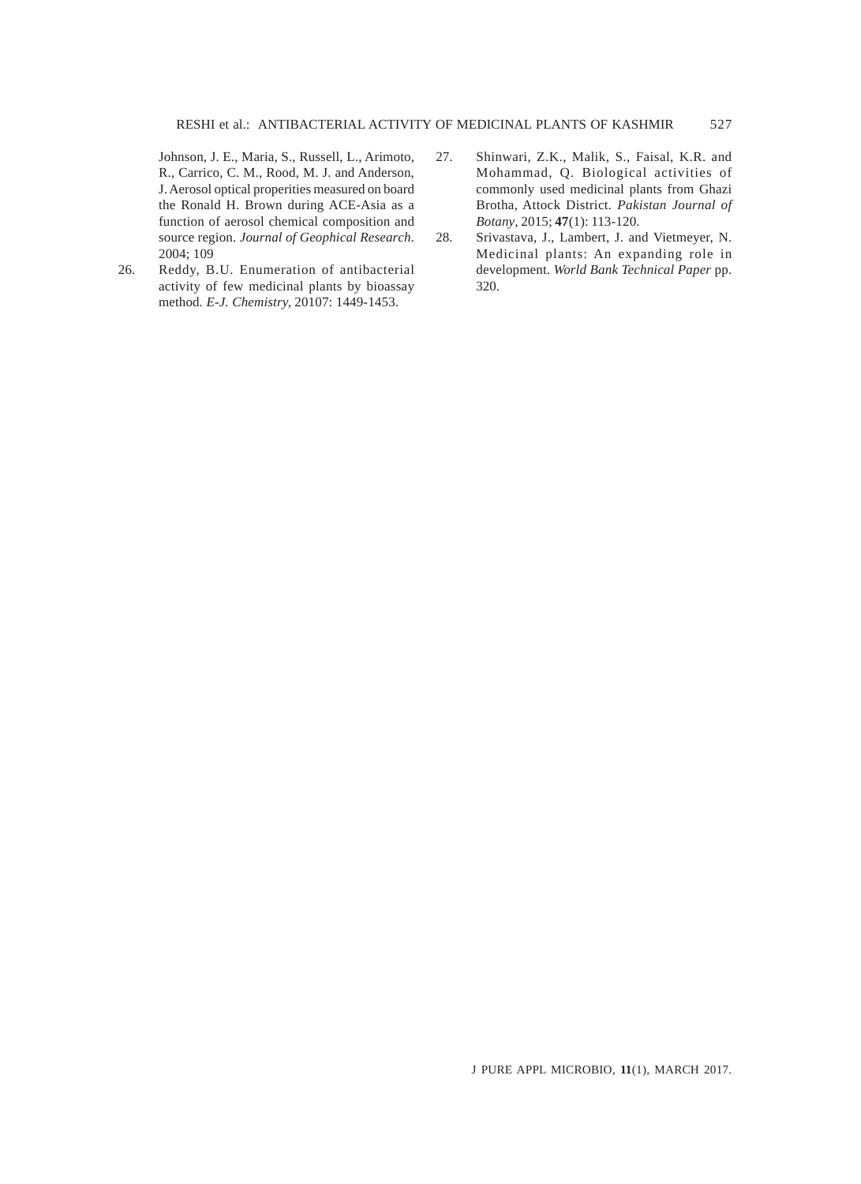Johnson, J. E., Maria, S., Russell, L., Arimoto, R., Carrico, C. M., Rood, M. J. and Anderson, J. Aerosol optical properities measured on board the Ronald H. Brown during ACE-Asia as a function of aerosol chemical composition and source region. *Journal of Geophical Research*. 2004; 109

26. Reddy, B.U. Enumeration of antibacterial activity of few medicinal plants by bioassay method. *E-J. Chemistry*, 20107: 1449-1453.
27. Shinwari, Z.K., Malik, S., Faisal, K.R. and Mohammad, Q. Biological activities of commonly used medicinal plants from Ghazi Brotha, Attock District. *Pakistan Journal of Botany*, 2015; **47**(1): 113-120.
28. Srivastava, J., Lambert, J. and Vietmeyer, N. Medicinal plants: An expanding role in development. *World Bank Technical Paper* pp. 320.